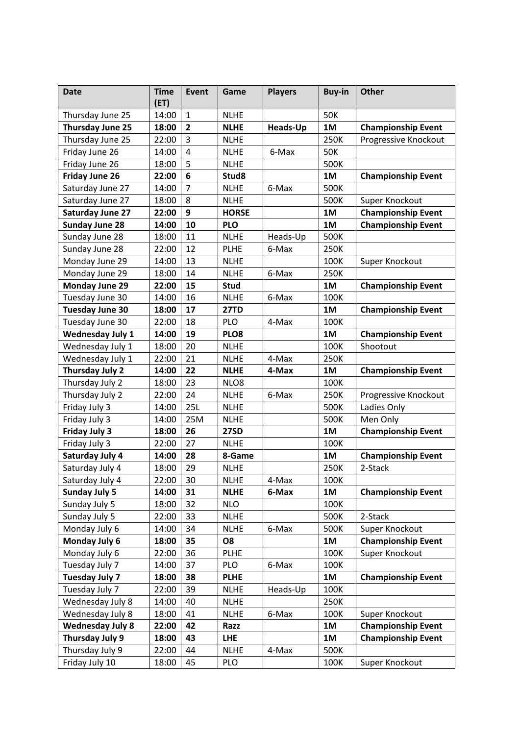| Date | Time (ET) | Event | Game | Players | Buy-in | Other |
|---|---|---|---|---|---|---|
| Thursday June 25 | 14:00 | 1 | NLHE | | 50K | |
| **Thursday June 25** | **18:00** | **2** | **NLHE** | **Heads-Up** | **1M** | **Championship Event** |
| Thursday June 25 | 22:00 | 3 | NLHE | | 250K | Progressive Knockout |
| Friday June 26 | 14:00 | 4 | NLHE | 6-Max | 50K | |
| Friday June 26 | 18:00 | 5 | NLHE | | 500K | |
| **Friday June 26** | **22:00** | **6** | **Stud8** | | **1M** | **Championship Event** |
| Saturday June 27 | 14:00 | 7 | NLHE | 6-Max | 500K | |
| Saturday June 27 | 18:00 | 8 | NLHE | | 500K | Super Knockout |
| **Saturday June 27** | **22:00** | **9** | **HORSE** | | **1M** | **Championship Event** |
| **Sunday June 28** | **14:00** | **10** | **PLO** | | **1M** | **Championship Event** |
| Sunday June 28 | 18:00 | 11 | NLHE | Heads-Up | 500K | |
| Sunday June 28 | 22:00 | 12 | PLHE | 6-Max | 250K | |
| Monday June 29 | 14:00 | 13 | NLHE | | 100K | Super Knockout |
| Monday June 29 | 18:00 | 14 | NLHE | 6-Max | 250K | |
| **Monday June 29** | **22:00** | **15** | **Stud** | | **1M** | **Championship Event** |
| Tuesday June 30 | 14:00 | 16 | NLHE | 6-Max | 100K | |
| **Tuesday June 30** | **18:00** | **17** | **27TD** | | **1M** | **Championship Event** |
| Tuesday June 30 | 22:00 | 18 | PLO | 4-Max | 100K | |
| **Wednesday July 1** | **14:00** | **19** | **PLO8** | | **1M** | **Championship Event** |
| Wednesday July 1 | 18:00 | 20 | NLHE | | 100K | Shootout |
| Wednesday July 1 | 22:00 | 21 | NLHE | 4-Max | 250K | |
| **Thursday July 2** | **14:00** | **22** | **NLHE** | **4-Max** | **1M** | **Championship Event** |
| Thursday July 2 | 18:00 | 23 | NLO8 | | 100K | |
| Thursday July 2 | 22:00 | 24 | NLHE | 6-Max | 250K | Progressive Knockout |
| Friday July 3 | 14:00 | 25L | NLHE | | 500K | Ladies Only |
| Friday July 3 | 14:00 | 25M | NLHE | | 500K | Men Only |
| **Friday July 3** | **18:00** | **26** | **27SD** | | **1M** | **Championship Event** |
| Friday July 3 | 22:00 | 27 | NLHE | | 100K | |
| **Saturday July 4** | **14:00** | **28** | **8-Game** | | **1M** | **Championship Event** |
| Saturday July 4 | 18:00 | 29 | NLHE | | 250K | 2-Stack |
| Saturday July 4 | 22:00 | 30 | NLHE | 4-Max | 100K | |
| **Sunday July 5** | **14:00** | **31** | **NLHE** | **6-Max** | **1M** | **Championship Event** |
| Sunday July 5 | 18:00 | 32 | NLO | | 100K | |
| Sunday July 5 | 22:00 | 33 | NLHE | | 500K | 2-Stack |
| Monday July 6 | 14:00 | 34 | NLHE | 6-Max | 500K | Super Knockout |
| **Monday July 6** | **18:00** | **35** | **O8** | | **1M** | **Championship Event** |
| Monday July 6 | 22:00 | 36 | PLHE | | 100K | Super Knockout |
| Tuesday July 7 | 14:00 | 37 | PLO | 6-Max | 100K | |
| **Tuesday July 7** | **18:00** | **38** | **PLHE** | | **1M** | **Championship Event** |
| Tuesday July 7 | 22:00 | 39 | NLHE | Heads-Up | 100K | |
| Wednesday July 8 | 14:00 | 40 | NLHE | | 250K | |
| Wednesday July 8 | 18:00 | 41 | NLHE | 6-Max | 100K | Super Knockout |
| **Wednesday July 8** | **22:00** | **42** | **Razz** | | **1M** | **Championship Event** |
| **Thursday July 9** | **18:00** | **43** | **LHE** | | **1M** | **Championship Event** |
| Thursday July 9 | 22:00 | 44 | NLHE | 4-Max | 500K | |
| Friday July 10 | 18:00 | 45 | PLO | | 100K | Super Knockout |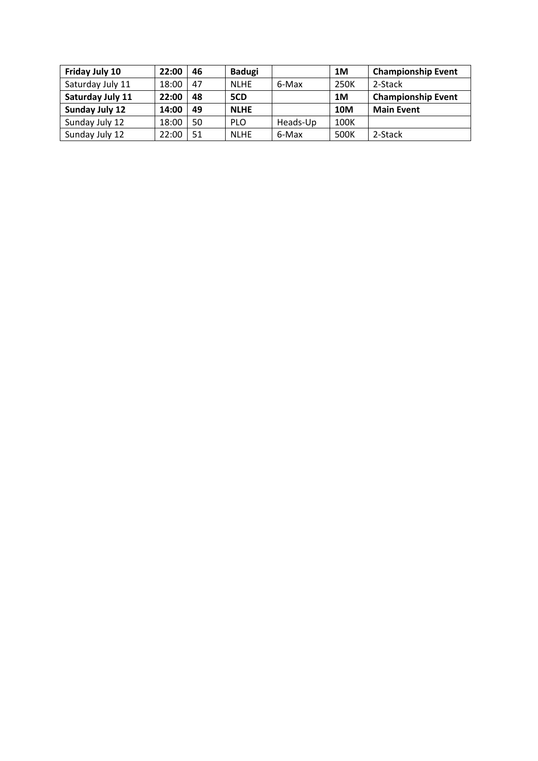| | | | | | | |
|---|---|---|---|---|---|---|
| **Friday July 10** | **22:00** | **46** | **Badugi** | | **1M** | **Championship Event** |
| Saturday July 11 | 18:00 | 47 | NLHE | 6-Max | 250K | 2-Stack |
| **Saturday July 11** | **22:00** | **48** | **5CD** | | **1M** | **Championship Event** |
| **Sunday July 12** | **14:00** | **49** | **NLHE** | | **10M** | **Main Event** |
| Sunday July 12 | 18:00 | 50 | PLO | Heads-Up | 100K | |
| Sunday July 12 | 22:00 | 51 | NLHE | 6-Max | 500K | 2-Stack |